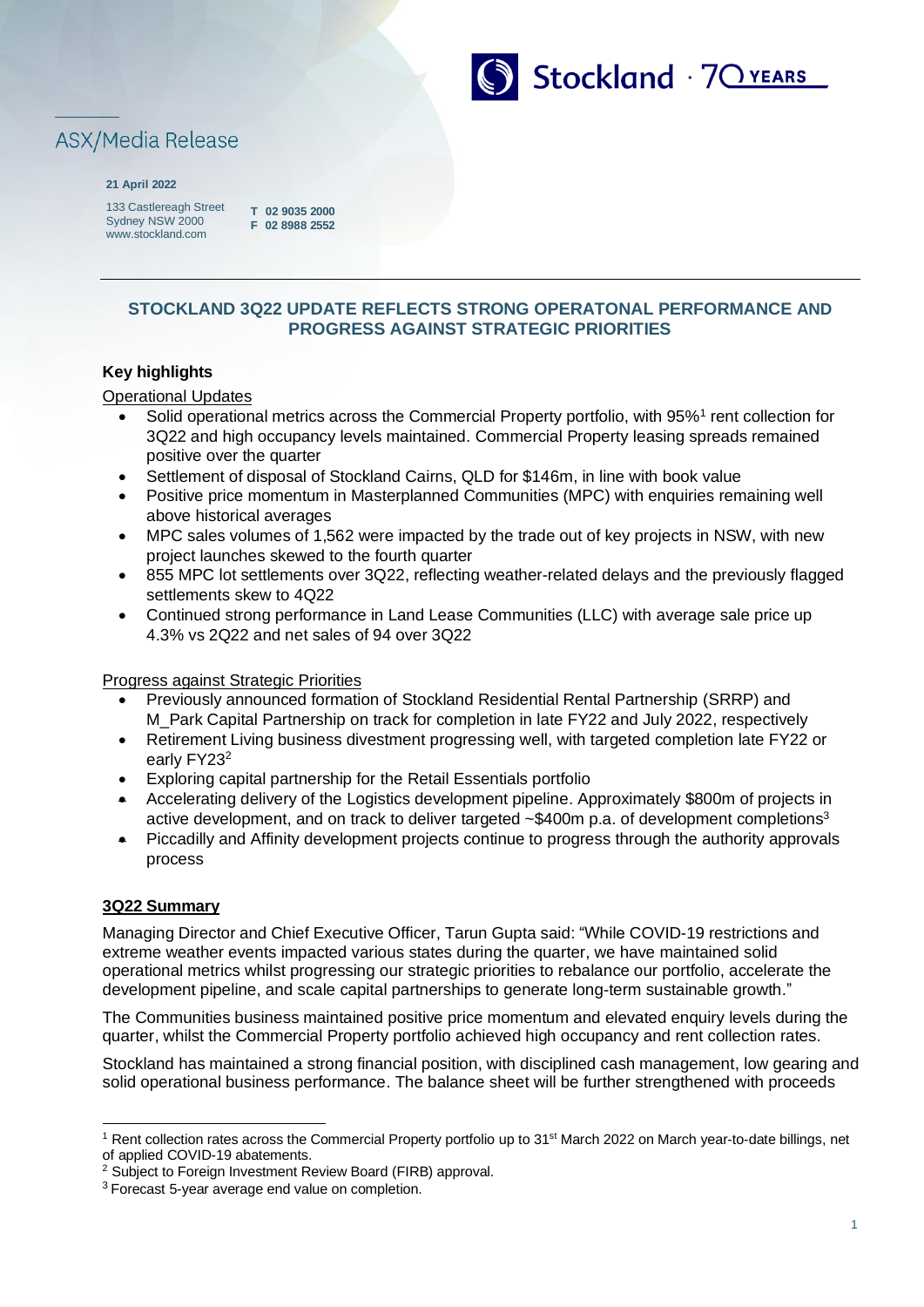ASX/Media Release

**21 April 2022**

133 Castlereagh Street
Sydney NSW 2000
www.stockland.com

**T 02 9035 2000**
**F 02 8988 2552**

## STOCKLAND 3Q22 UPDATE REFLECTS STRONG OPERATONAL PERFORMANCE AND PROGRESS AGAINST STRATEGIC PRIORITIES

### Key highlights

Operational Updates

- Solid operational metrics across the Commercial Property portfolio, with 95%[1] rent collection for 3Q22 and high occupancy levels maintained. Commercial Property leasing spreads remained positive over the quarter
- Settlement of disposal of Stockland Cairns, QLD for $146m, in line with book value
- Positive price momentum in Masterplanned Communities (MPC) with enquiries remaining well above historical averages
- MPC sales volumes of 1,562 were impacted by the trade out of key projects in NSW, with new project launches skewed to the fourth quarter
- 855 MPC lot settlements over 3Q22, reflecting weather-related delays and the previously flagged settlements skew to 4Q22
- Continued strong performance in Land Lease Communities (LLC) with average sale price up 4.3% vs 2Q22 and net sales of 94 over 3Q22

Progress against Strategic Priorities

- Previously announced formation of Stockland Residential Rental Partnership (SRRP) and M_Park Capital Partnership on track for completion in late FY22 and July 2022, respectively
- Retirement Living business divestment progressing well, with targeted completion late FY22 or early FY23[2]
- Exploring capital partnership for the Retail Essentials portfolio
- Accelerating delivery of the Logistics development pipeline. Approximately $800m of projects in active development, and on track to deliver targeted ~$400m p.a. of development completions[3]
- Piccadilly and Affinity development projects continue to progress through the authority approvals process

### 3Q22 Summary

Managing Director and Chief Executive Officer, Tarun Gupta said: "While COVID-19 restrictions and extreme weather events impacted various states during the quarter, we have maintained solid operational metrics whilst progressing our strategic priorities to rebalance our portfolio, accelerate the development pipeline, and scale capital partnerships to generate long-term sustainable growth."

The Communities business maintained positive price momentum and elevated enquiry levels during the quarter, whilst the Commercial Property portfolio achieved high occupancy and rent collection rates.

Stockland has maintained a strong financial position, with disciplined cash management, low gearing and solid operational business performance. The balance sheet will be further strengthened with proceeds

---

[1] Rent collection rates across the Commercial Property portfolio up to 31st March 2022 on March year-to-date billings, net of applied COVID-19 abatements.

[2] Subject to Foreign Investment Review Board (FIRB) approval.

[3] Forecast 5-year average end value on completion.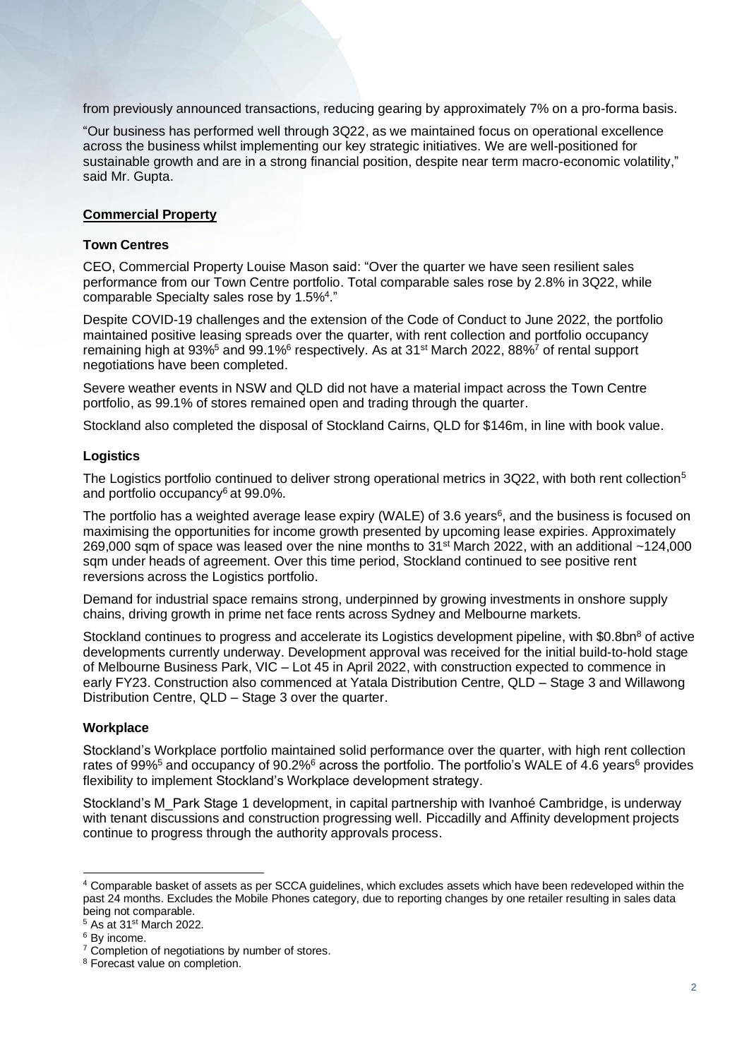from previously announced transactions, reducing gearing by approximately 7% on a pro-forma basis.

"Our business has performed well through 3Q22, as we maintained focus on operational excellence across the business whilst implementing our key strategic initiatives. We are well-positioned for sustainable growth and are in a strong financial position, despite near term macro-economic volatility," said Mr. Gupta.

## Commercial Property

### Town Centres

CEO, Commercial Property Louise Mason said: "Over the quarter we have seen resilient sales performance from our Town Centre portfolio. Total comparable sales rose by 2.8% in 3Q22, while comparable Specialty sales rose by 1.5%[4]."

Despite COVID-19 challenges and the extension of the Code of Conduct to June 2022, the portfolio maintained positive leasing spreads over the quarter, with rent collection and portfolio occupancy remaining high at 93%[5] and 99.1%[6] respectively. As at 31st March 2022, 88%[7] of rental support negotiations have been completed.

Severe weather events in NSW and QLD did not have a material impact across the Town Centre portfolio, as 99.1% of stores remained open and trading through the quarter.

Stockland also completed the disposal of Stockland Cairns, QLD for $146m, in line with book value.

### Logistics

The Logistics portfolio continued to deliver strong operational metrics in 3Q22, with both rent collection[5] and portfolio occupancy[6] at 99.0%.

The portfolio has a weighted average lease expiry (WALE) of 3.6 years[6], and the business is focused on maximising the opportunities for income growth presented by upcoming lease expiries. Approximately 269,000 sqm of space was leased over the nine months to 31st March 2022, with an additional ~124,000 sqm under heads of agreement. Over this time period, Stockland continued to see positive rent reversions across the Logistics portfolio.

Demand for industrial space remains strong, underpinned by growing investments in onshore supply chains, driving growth in prime net face rents across Sydney and Melbourne markets.

Stockland continues to progress and accelerate its Logistics development pipeline, with $0.8bn[8] of active developments currently underway. Development approval was received for the initial build-to-hold stage of Melbourne Business Park, VIC – Lot 45 in April 2022, with construction expected to commence in early FY23. Construction also commenced at Yatala Distribution Centre, QLD – Stage 3 and Willawong Distribution Centre, QLD – Stage 3 over the quarter.

### Workplace

Stockland's Workplace portfolio maintained solid performance over the quarter, with high rent collection rates of 99%[5] and occupancy of 90.2%[6] across the portfolio. The portfolio's WALE of 4.6 years[6] provides flexibility to implement Stockland's Workplace development strategy.

Stockland's M_Park Stage 1 development, in capital partnership with Ivanhoé Cambridge, is underway with tenant discussions and construction progressing well. Piccadilly and Affinity development projects continue to progress through the authority approvals process.

---

[4] Comparable basket of assets as per SCCA guidelines, which excludes assets which have been redeveloped within the past 24 months. Excludes the Mobile Phones category, due to reporting changes by one retailer resulting in sales data being not comparable.
[5] As at 31st March 2022.
[6] By income.
[7] Completion of negotiations by number of stores.
[8] Forecast value on completion.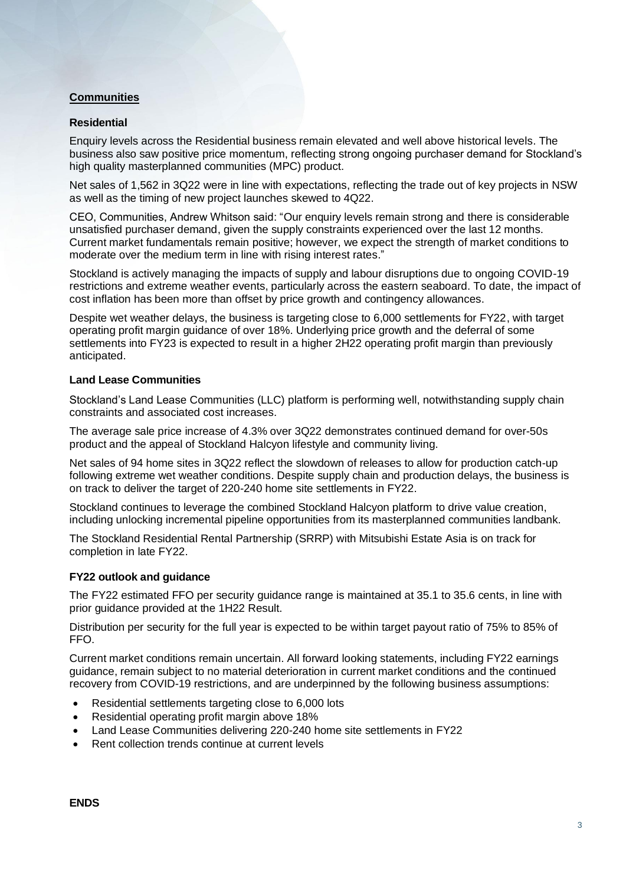## Communities

### Residential

Enquiry levels across the Residential business remain elevated and well above historical levels. The business also saw positive price momentum, reflecting strong ongoing purchaser demand for Stockland's high quality masterplanned communities (MPC) product.

Net sales of 1,562 in 3Q22 were in line with expectations, reflecting the trade out of key projects in NSW as well as the timing of new project launches skewed to 4Q22.

CEO, Communities, Andrew Whitson said: "Our enquiry levels remain strong and there is considerable unsatisfied purchaser demand, given the supply constraints experienced over the last 12 months. Current market fundamentals remain positive; however, we expect the strength of market conditions to moderate over the medium term in line with rising interest rates."

Stockland is actively managing the impacts of supply and labour disruptions due to ongoing COVID-19 restrictions and extreme weather events, particularly across the eastern seaboard. To date, the impact of cost inflation has been more than offset by price growth and contingency allowances.

Despite wet weather delays, the business is targeting close to 6,000 settlements for FY22, with target operating profit margin guidance of over 18%. Underlying price growth and the deferral of some settlements into FY23 is expected to result in a higher 2H22 operating profit margin than previously anticipated.

### Land Lease Communities

Stockland's Land Lease Communities (LLC) platform is performing well, notwithstanding supply chain constraints and associated cost increases.

The average sale price increase of 4.3% over 3Q22 demonstrates continued demand for over-50s product and the appeal of Stockland Halcyon lifestyle and community living.

Net sales of 94 home sites in 3Q22 reflect the slowdown of releases to allow for production catch-up following extreme wet weather conditions. Despite supply chain and production delays, the business is on track to deliver the target of 220-240 home site settlements in FY22.

Stockland continues to leverage the combined Stockland Halcyon platform to drive value creation, including unlocking incremental pipeline opportunities from its masterplanned communities landbank.

The Stockland Residential Rental Partnership (SRRP) with Mitsubishi Estate Asia is on track for completion in late FY22.

### FY22 outlook and guidance

The FY22 estimated FFO per security guidance range is maintained at 35.1 to 35.6 cents, in line with prior guidance provided at the 1H22 Result.

Distribution per security for the full year is expected to be within target payout ratio of 75% to 85% of FFO.

Current market conditions remain uncertain. All forward looking statements, including FY22 earnings guidance, remain subject to no material deterioration in current market conditions and the continued recovery from COVID-19 restrictions, and are underpinned by the following business assumptions:

- Residential settlements targeting close to 6,000 lots
- Residential operating profit margin above 18%
- Land Lease Communities delivering 220-240 home site settlements in FY22
- Rent collection trends continue at current levels

**ENDS**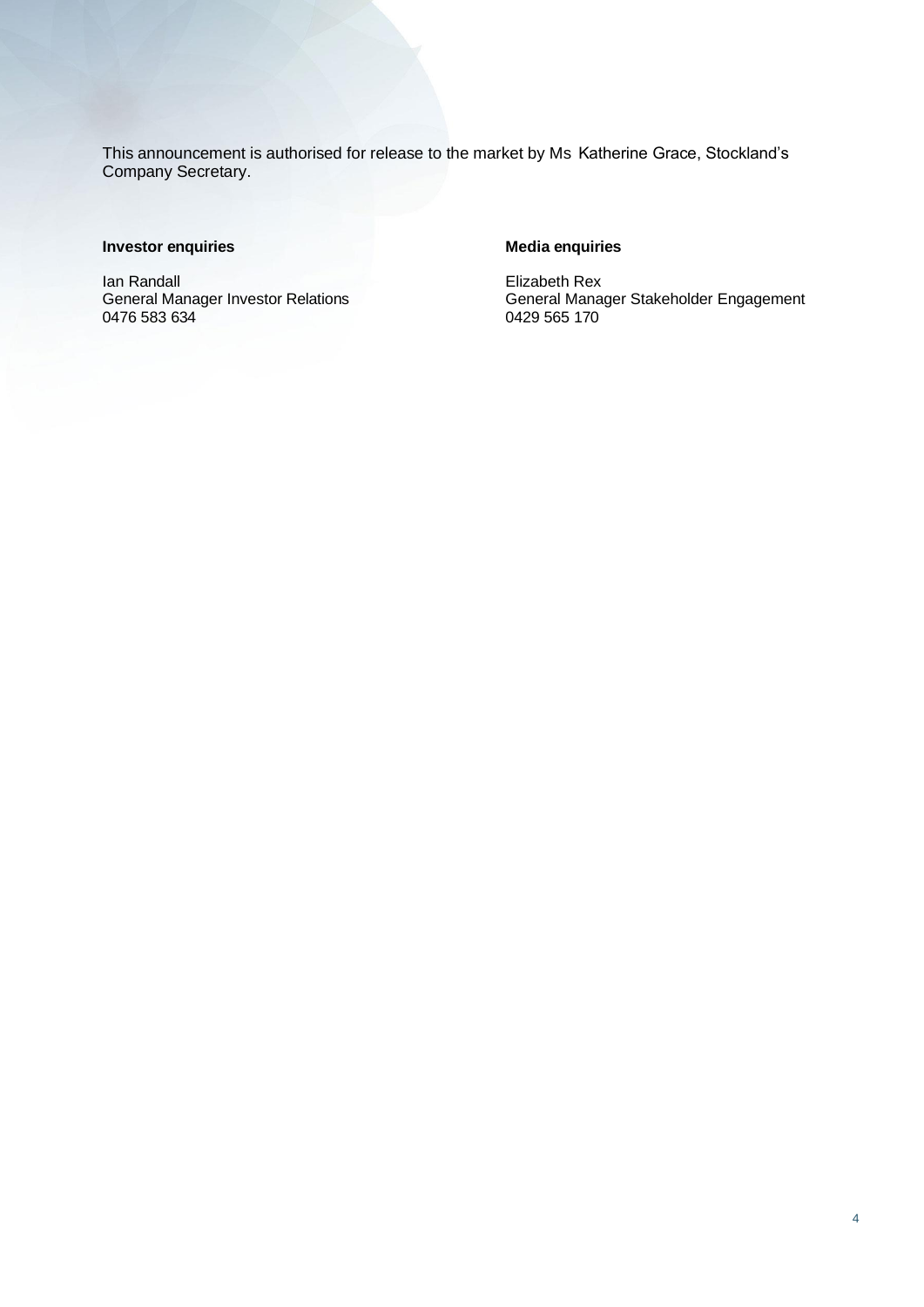This announcement is authorised for release to the market by Ms Katherine Grace, Stockland's Company Secretary.

**Investor enquiries**

Ian Randall
General Manager Investor Relations
0476 583 634

**Media enquiries**

Elizabeth Rex
General Manager Stakeholder Engagement
0429 565 170